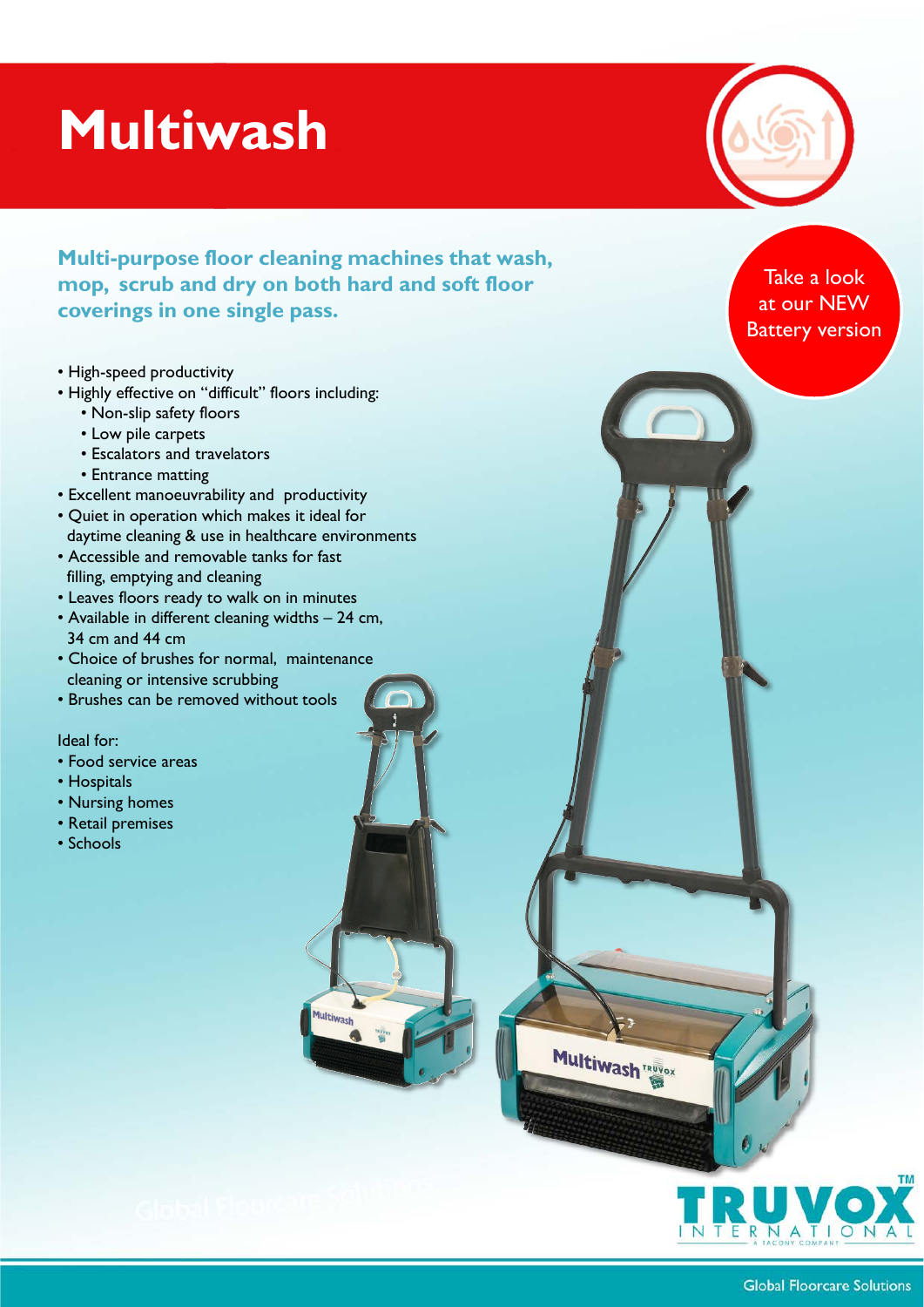# Multiwash

**Multi-purpose floor cleaning machines that wash, mop, scrub and dry on both hard and soft floor coverings in one single pass.**

Take a look at our NEW Battery version

- High-speed productivity
- Highly effective on "difficult" floors including:
  - Non-slip safety floors
  - Low pile carpets
  - Escalators and travelators
  - Entrance matting
- Excellent manoeuvrability and productivity
- Quiet in operation which makes it ideal for daytime cleaning & use in healthcare environments
- Accessible and removable tanks for fast filling, emptying and cleaning
- Leaves floors ready to walk on in minutes
- Available in different cleaning widths – 24 cm, 34 cm and 44 cm
- Choice of brushes for normal, maintenance cleaning or intensive scrubbing
- Brushes can be removed without tools

Ideal for:

- Food service areas
- Hospitals
- Nursing homes
- Retail premises
- Schools

TRUVOX INTERNATIONAL

Global Floorcare Solutions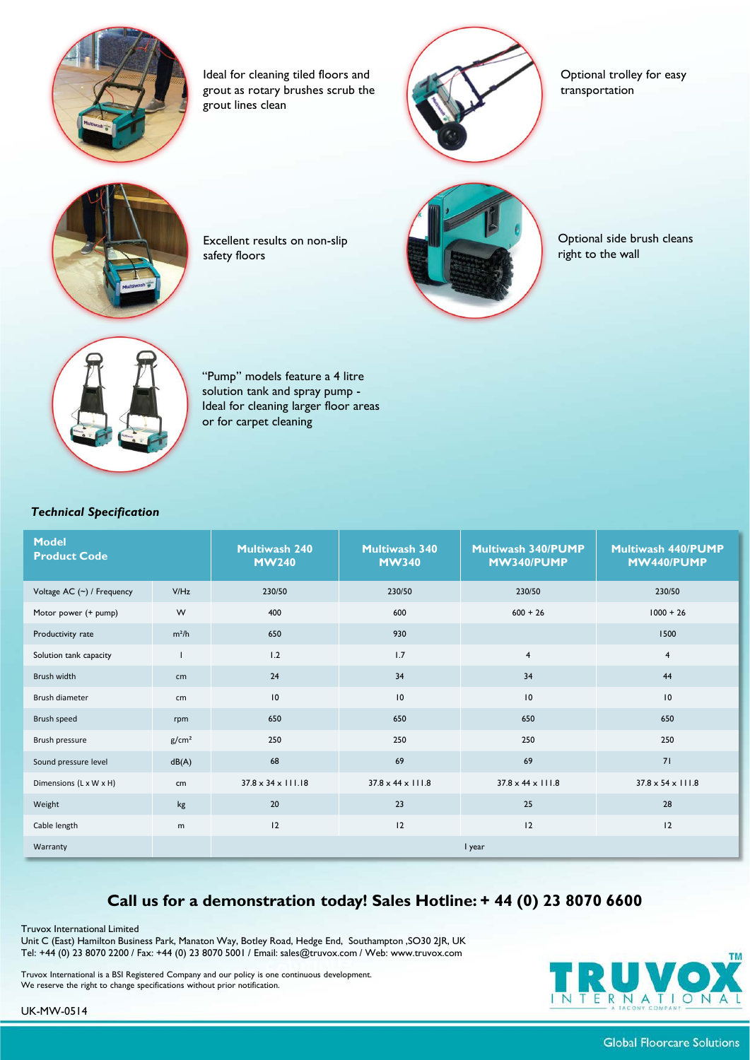Ideal for cleaning tiled floors and grout as rotary brushes scrub the grout lines clean

Optional trolley for easy transportation

Excellent results on non-slip safety floors

Optional side brush cleans right to the wall

"Pump" models feature a 4 litre solution tank and spray pump - Ideal for cleaning larger floor areas or for carpet cleaning

***Technical Specification***

| Model<br>Product Code | | Multiwash 240<br>MW240 | Multiwash 340<br>MW340 | Multiwash 340/PUMP<br>MW340/PUMP | Multiwash 440/PUMP<br>MW440/PUMP |
|---|---|---|---|---|---|
| Voltage AC (~) / Frequency | V/Hz | 230/50 | 230/50 | 230/50 | 230/50 |
| Motor power (+ pump) | W | 400 | 600 | 600 + 26 | 1000 + 26 |
| Productivity rate | m²/h | 650 | 930 | | 1500 |
| Solution tank capacity | l | 1.2 | 1.7 | 4 | 4 |
| Brush width | cm | 24 | 34 | 34 | 44 |
| Brush diameter | cm | 10 | 10 | 10 | 10 |
| Brush speed | rpm | 650 | 650 | 650 | 650 |
| Brush pressure | g/cm² | 250 | 250 | 250 | 250 |
| Sound pressure level | dB(A) | 68 | 69 | 69 | 71 |
| Dimensions (L x W x H) | cm | 37.8 x 34 x 111.18 | 37.8 x 44 x 111.8 | 37.8 x 44 x 111.8 | 37.8 x 54 x 111.8 |
| Weight | kg | 20 | 23 | 25 | 28 |
| Cable length | m | 12 | 12 | 12 | 12 |
| Warranty | | 1 year | | | |

## Call us for a demonstration today! Sales Hotline: + 44 (0) 23 8070 6600

Truvox International Limited
Unit C (East) Hamilton Business Park, Manaton Way, Botley Road, Hedge End, Southampton ,SO30 2JR, UK
Tel: +44 (0) 23 8070 2200 / Fax: +44 (0) 23 8070 5001 / Email: sales@truvox.com / Web: www.truvox.com

Truvox International is a BSI Registered Company and our policy is one continuous development.
We reserve the right to change specifications without prior notification.

TRUVOX INTERNATIONAL™ A TACONY COMPANY

UK-MW-0514

Global Floorcare Solutions